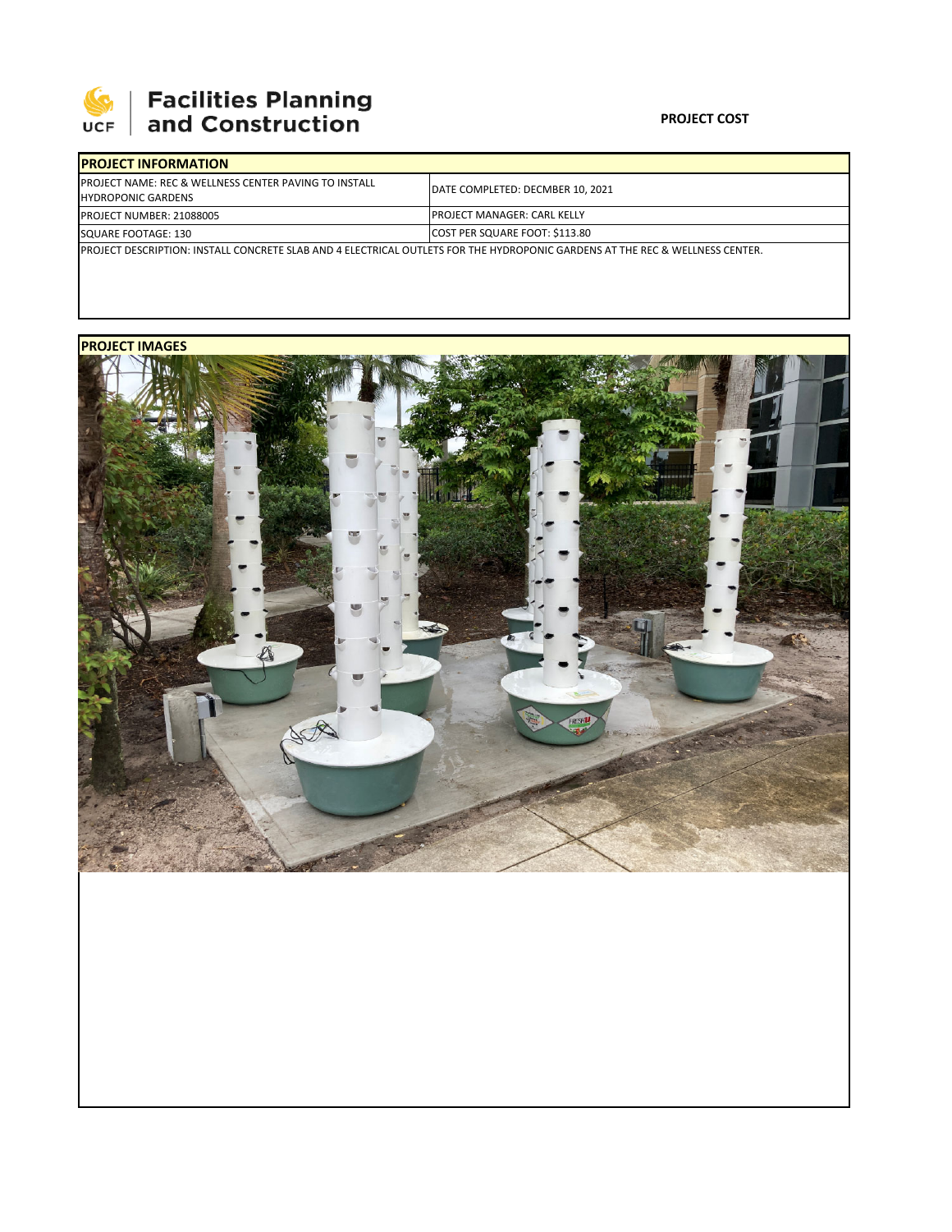**UCF Facilities Planning and Construction**

**PROJECT COST**

| **PROJECT INFORMATION** | |
|---|---|
| PROJECT NAME: REC & WELLNESS CENTER PAVING TO INSTALL HYDROPONIC GARDENS | DATE COMPLETED: DECMBER 10, 2021 |
| PROJECT NUMBER: 21088005 | PROJECT MANAGER: CARL KELLY |
| SQUARE FOOTAGE: 130 | COST PER SQUARE FOOT: $113.80 |
| PROJECT DESCRIPTION: INSTALL CONCRETE SLAB AND 4 ELECTRICAL OUTLETS FOR THE HYDROPONIC GARDENS AT THE REC & WELLNESS CENTER. | |

**PROJECT IMAGES**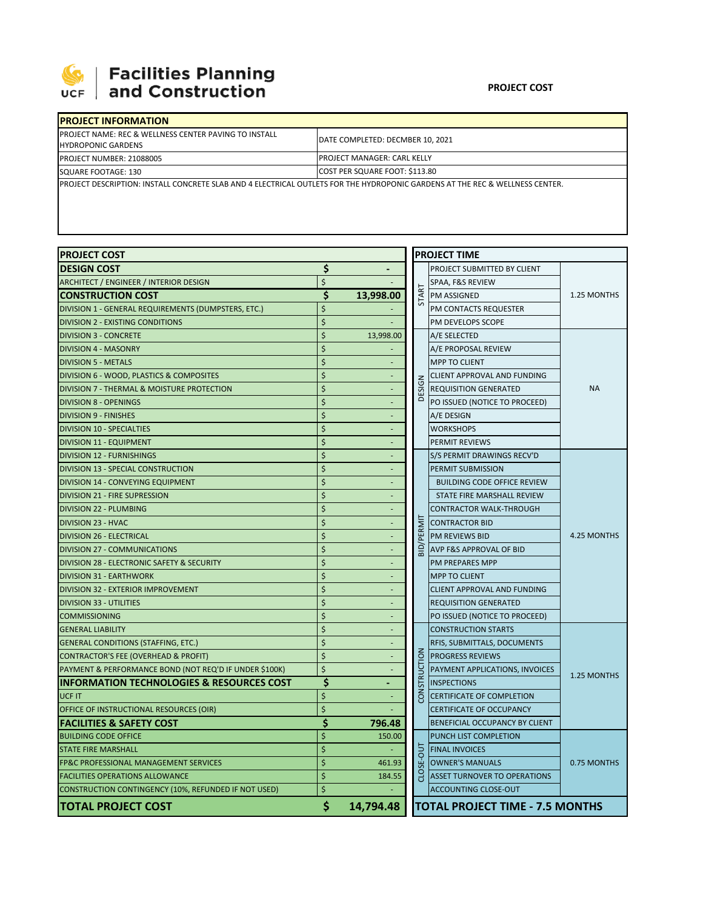**Facilities Planning and Construction**

**PROJECT COST**

| PROJECT INFORMATION | |
|---|---|
| PROJECT NAME: REC & WELLNESS CENTER PAVING TO INSTALL HYDROPONIC GARDENS | DATE COMPLETED: DECMBER 10, 2021 |
| PROJECT NUMBER: 21088005 | PROJECT MANAGER: CARL KELLY |
| SQUARE FOOTAGE: 130 | COST PER SQUARE FOOT: $113.80 |
| PROJECT DESCRIPTION: INSTALL CONCRETE SLAB AND 4 ELECTRICAL OUTLETS FOR THE HYDROPONIC GARDENS AT THE REC & WELLNESS CENTER. | |

| PROJECT COST | |
|---|---|
| **DESIGN COST** | **$ -** |
| ARCHITECT / ENGINEER / INTERIOR DESIGN | $ - |
| **CONSTRUCTION COST** | **$ 13,998.00** |
| DIVISION 1 - GENERAL REQUIREMENTS (DUMPSTERS, ETC.) | $ - |
| DIVISION 2 - EXISTING CONDITIONS | $ - |
| DIVISION 3 - CONCRETE | $ 13,998.00 |
| DIVISION 4 - MASONRY | $ - |
| DIVISION 5 - METALS | $ - |
| DIVISION 6 - WOOD, PLASTICS & COMPOSITES | $ - |
| DIVISION 7 - THERMAL & MOISTURE PROTECTION | $ - |
| DIVISION 8 - OPENINGS | $ - |
| DIVISION 9 - FINISHES | $ - |
| DIVISION 10 - SPECIALTIES | $ - |
| DIVISION 11 - EQUIPMENT | $ - |
| DIVISION 12 - FURNISHINGS | $ - |
| DIVISION 13 - SPECIAL CONSTRUCTION | $ - |
| DIVISION 14 - CONVEYING EQUIPMENT | $ - |
| DIVISION 21 - FIRE SUPRESSION | $ - |
| DIVISION 22 - PLUMBING | $ - |
| DIVISION 23 - HVAC | $ - |
| DIVISION 26 - ELECTRICAL | $ - |
| DIVISION 27 - COMMUNICATIONS | $ - |
| DIVISION 28 - ELECTRONIC SAFETY & SECURITY | $ - |
| DIVISION 31 - EARTHWORK | $ - |
| DIVISION 32 - EXTERIOR IMPROVEMENT | $ - |
| DIVISION 33 - UTILITIES | $ - |
| COMMISSIONING | $ - |
| GENERAL LIABILITY | $ - |
| GENERAL CONDITIONS (STAFFING, ETC.) | $ - |
| CONTRACTOR'S FEE (OVERHEAD & PROFIT) | $ - |
| PAYMENT & PERFORMANCE BOND (NOT REQ'D IF UNDER $100K) | $ - |
| **INFORMATION TECHNOLOGIES & RESOURCES COST** | **$ -** |
| UCF IT | $ - |
| OFFICE OF INSTRUCTIONAL RESOURCES (OIR) | $ - |
| **FACILITIES & SAFETY COST** | **$ 796.48** |
| BUILDING CODE OFFICE | $ 150.00 |
| STATE FIRE MARSHALL | $ - |
| FP&C PROFESSIONAL MANAGEMENT SERVICES | $ 461.93 |
| FACILITIES OPERATIONS ALLOWANCE | $ 184.55 |
| CONSTRUCTION CONTINGENCY (10%, REFUNDED IF NOT USED) | $ - |
| **TOTAL PROJECT COST** | **$ 14,794.48** |

| PROJECT TIME | | |
|---|---|---|
| START | PROJECT SUBMITTED BY CLIENT | 1.25 MONTHS |
| | SPAA, F&S REVIEW | |
| | PM ASSIGNED | |
| | PM CONTACTS REQUESTER | |
| | PM DEVELOPS SCOPE | |
| DESIGN | A/E SELECTED | NA |
| | A/E PROPOSAL REVIEW | |
| | MPP TO CLIENT | |
| | CLIENT APPROVAL AND FUNDING | |
| | REQUISITION GENERATED | |
| | PO ISSUED (NOTICE TO PROCEED) | |
| | A/E DESIGN | |
| | WORKSHOPS | |
| | PERMIT REVIEWS | |
| BID/PERMIT | S/S PERMIT DRAWINGS RECV'D | 4.25 MONTHS |
| | PERMIT SUBMISSION | |
| | BUILDING CODE OFFICE REVIEW | |
| | STATE FIRE MARSHALL REVIEW | |
| | CONTRACTOR WALK-THROUGH | |
| | CONTRACTOR BID | |
| | PM REVIEWS BID | |
| | AVP F&S APPROVAL OF BID | |
| | PM PREPARES MPP | |
| | MPP TO CLIENT | |
| | CLIENT APPROVAL AND FUNDING | |
| | REQUISITION GENERATED | |
| | PO ISSUED (NOTICE TO PROCEED) | |
| CONSTRUCTION | CONSTRUCTION STARTS | 1.25 MONTHS |
| | RFIS, SUBMITTALS, DOCUMENTS | |
| | PROGRESS REVIEWS | |
| | PAYMENT APPLICATIONS, INVOICES | |
| | INSPECTIONS | |
| | CERTIFICATE OF COMPLETION | |
| | CERTIFICATE OF OCCUPANCY | |
| | BENEFICIAL OCCUPANCY BY CLIENT | |
| CLOSE-OUT | PUNCH LIST COMPLETION | 0.75 MONTHS |
| | FINAL INVOICES | |
| | OWNER'S MANUALS | |
| | ASSET TURNOVER TO OPERATIONS | |
| | ACCOUNTING CLOSE-OUT | |
| **TOTAL PROJECT TIME - 7.5 MONTHS** | | |